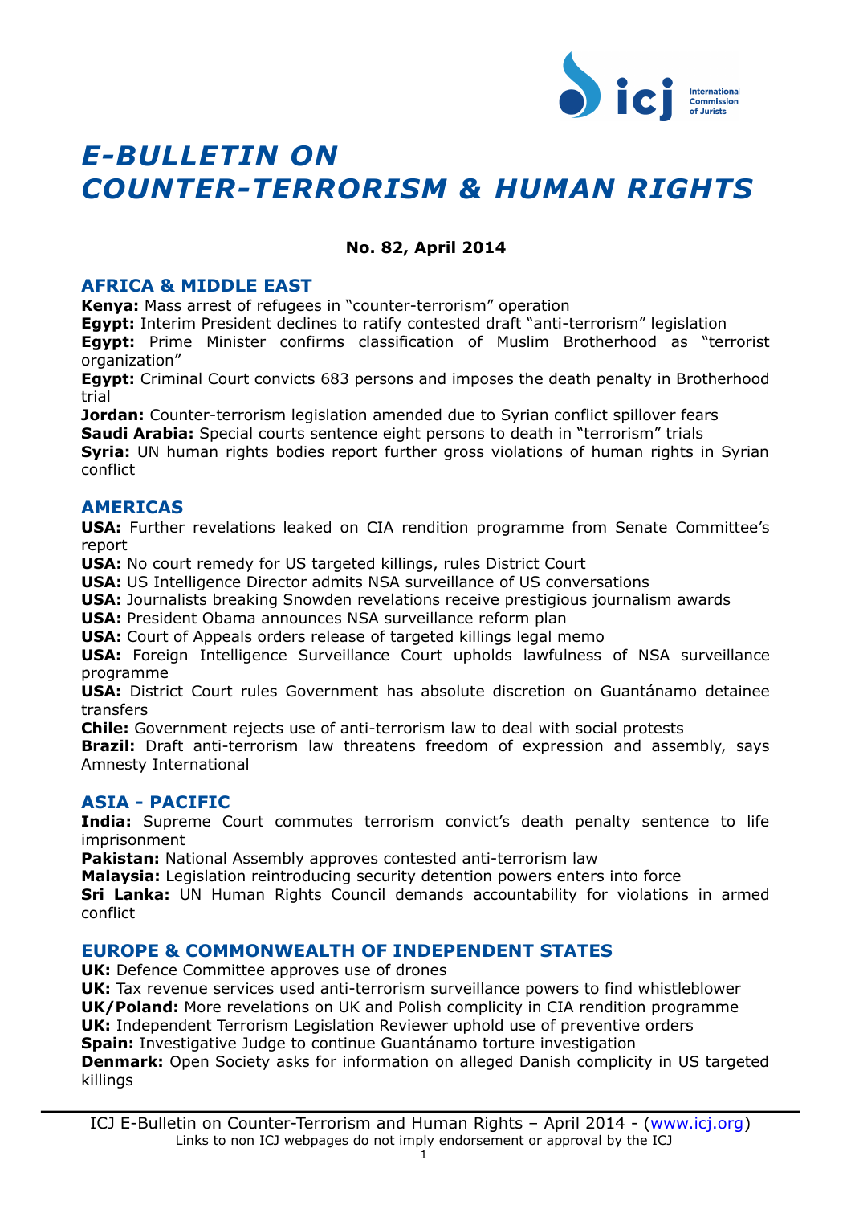# E-BULLETIN ON COUNTER-TERRORISM & HUMAN RIGHTS

**No. 82, April 2014**

## AFRICA & MIDDLE EAST

**Kenya:** Mass arrest of refugees in "counter-terrorism" operation
**Egypt:** Interim President declines to ratify contested draft "anti-terrorism" legislation
**Egypt:** Prime Minister confirms classification of Muslim Brotherhood as "terrorist organization"
**Egypt:** Criminal Court convicts 683 persons and imposes the death penalty in Brotherhood trial
**Jordan:** Counter-terrorism legislation amended due to Syrian conflict spillover fears
**Saudi Arabia:** Special courts sentence eight persons to death in "terrorism" trials
**Syria:** UN human rights bodies report further gross violations of human rights in Syrian conflict

## AMERICAS

**USA:** Further revelations leaked on CIA rendition programme from Senate Committee's report
**USA:** No court remedy for US targeted killings, rules District Court
**USA:** US Intelligence Director admits NSA surveillance of US conversations
**USA:** Journalists breaking Snowden revelations receive prestigious journalism awards
**USA:** President Obama announces NSA surveillance reform plan
**USA:** Court of Appeals orders release of targeted killings legal memo
**USA:** Foreign Intelligence Surveillance Court upholds lawfulness of NSA surveillance programme
**USA:** District Court rules Government has absolute discretion on Guantánamo detainee transfers
**Chile:** Government rejects use of anti-terrorism law to deal with social protests
**Brazil:** Draft anti-terrorism law threatens freedom of expression and assembly, says Amnesty International

## ASIA - PACIFIC

**India:** Supreme Court commutes terrorism convict's death penalty sentence to life imprisonment
**Pakistan:** National Assembly approves contested anti-terrorism law
**Malaysia:** Legislation reintroducing security detention powers enters into force
**Sri Lanka:** UN Human Rights Council demands accountability for violations in armed conflict

## EUROPE & COMMONWEALTH OF INDEPENDENT STATES

**UK:** Defence Committee approves use of drones
**UK:** Tax revenue services used anti-terrorism surveillance powers to find whistleblower
**UK/Poland:** More revelations on UK and Polish complicity in CIA rendition programme
**UK:** Independent Terrorism Legislation Reviewer uphold use of preventive orders
**Spain:** Investigative Judge to continue Guantánamo torture investigation
**Denmark:** Open Society asks for information on alleged Danish complicity in US targeted killings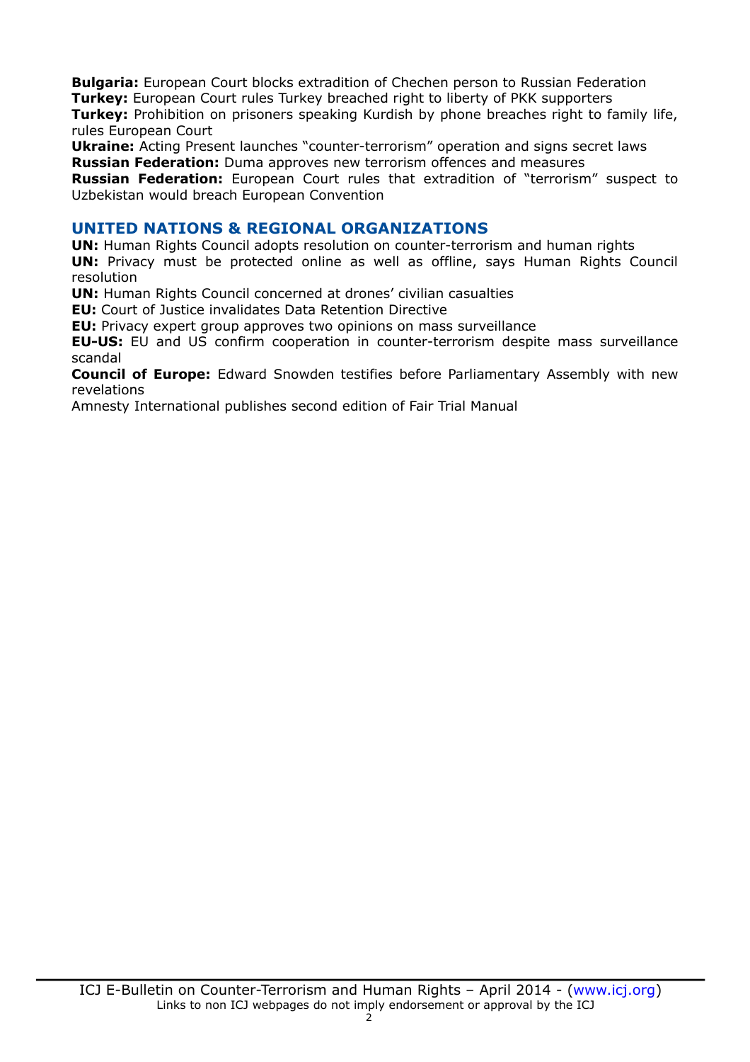**Bulgaria:** European Court blocks extradition of Chechen person to Russian Federation
**Turkey:** European Court rules Turkey breached right to liberty of PKK supporters
**Turkey:** Prohibition on prisoners speaking Kurdish by phone breaches right to family life, rules European Court
**Ukraine:** Acting Present launches "counter-terrorism" operation and signs secret laws
**Russian Federation:** Duma approves new terrorism offences and measures
**Russian Federation:** European Court rules that extradition of "terrorism" suspect to Uzbekistan would breach European Convention

## UNITED NATIONS & REGIONAL ORGANIZATIONS

**UN:** Human Rights Council adopts resolution on counter-terrorism and human rights
**UN:** Privacy must be protected online as well as offline, says Human Rights Council resolution
**UN:** Human Rights Council concerned at drones' civilian casualties
**EU:** Court of Justice invalidates Data Retention Directive
**EU:** Privacy expert group approves two opinions on mass surveillance
**EU-US:** EU and US confirm cooperation in counter-terrorism despite mass surveillance scandal
**Council of Europe:** Edward Snowden testifies before Parliamentary Assembly with new revelations
Amnesty International publishes second edition of Fair Trial Manual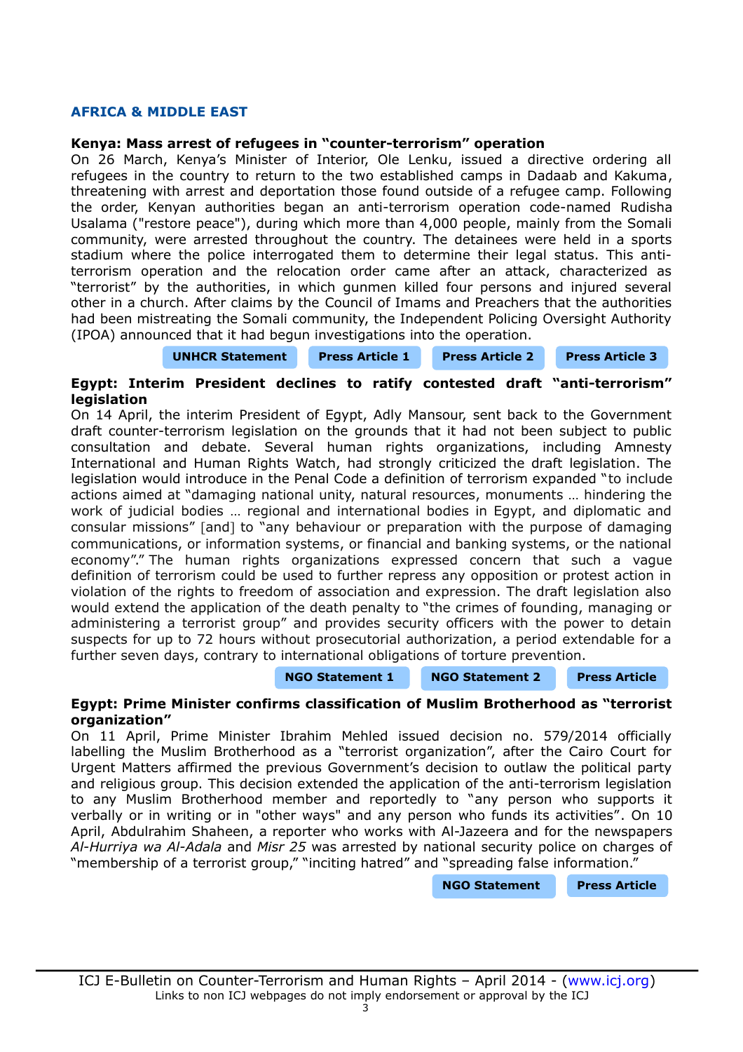## AFRICA & MIDDLE EAST

**Kenya: Mass arrest of refugees in "counter-terrorism" operation**

On 26 March, Kenya's Minister of Interior, Ole Lenku, issued a directive ordering all refugees in the country to return to the two established camps in Dadaab and Kakuma, threatening with arrest and deportation those found outside of a refugee camp. Following the order, Kenyan authorities began an anti-terrorism operation code-named Rudisha Usalama ("restore peace"), during which more than 4,000 people, mainly from the Somali community, were arrested throughout the country. The detainees were held in a sports stadium where the police interrogated them to determine their legal status. This anti-terrorism operation and the relocation order came after an attack, characterized as "terrorist" by the authorities, in which gunmen killed four persons and injured several other in a church. After claims by the Council of Imams and Preachers that the authorities had been mistreating the Somali community, the Independent Policing Oversight Authority (IPOA) announced that it had begun investigations into the operation.

UNHCR Statement | Press Article 1 | Press Article 2 | Press Article 3

**Egypt: Interim President declines to ratify contested draft "anti-terrorism" legislation**

On 14 April, the interim President of Egypt, Adly Mansour, sent back to the Government draft counter-terrorism legislation on the grounds that it had not been subject to public consultation and debate. Several human rights organizations, including Amnesty International and Human Rights Watch, had strongly criticized the draft legislation. The legislation would introduce in the Penal Code a definition of terrorism expanded "to include actions aimed at "damaging national unity, natural resources, monuments … hindering the work of judicial bodies … regional and international bodies in Egypt, and diplomatic and consular missions" [and] to "any behaviour or preparation with the purpose of damaging communications, or information systems, or financial and banking systems, or the national economy"." The human rights organizations expressed concern that such a vague definition of terrorism could be used to further repress any opposition or protest action in violation of the rights to freedom of association and expression. The draft legislation also would extend the application of the death penalty to "the crimes of founding, managing or administering a terrorist group" and provides security officers with the power to detain suspects for up to 72 hours without prosecutorial authorization, a period extendable for a further seven days, contrary to international obligations of torture prevention.

NGO Statement 1 | NGO Statement 2 | Press Article

**Egypt: Prime Minister confirms classification of Muslim Brotherhood as "terrorist organization"**

On 11 April, Prime Minister Ibrahim Mehled issued decision no. 579/2014 officially labelling the Muslim Brotherhood as a "terrorist organization", after the Cairo Court for Urgent Matters affirmed the previous Government's decision to outlaw the political party and religious group. This decision extended the application of the anti-terrorism legislation to any Muslim Brotherhood member and reportedly to "any person who supports it verbally or in writing or in "other ways" and any person who funds its activities". On 10 April, Abdulrahim Shaheen, a reporter who works with Al-Jazeera and for the newspapers *Al-Hurriya wa Al-Adala* and *Misr 25* was arrested by national security police on charges of "membership of a terrorist group," "inciting hatred" and "spreading false information."

NGO Statement | Press Article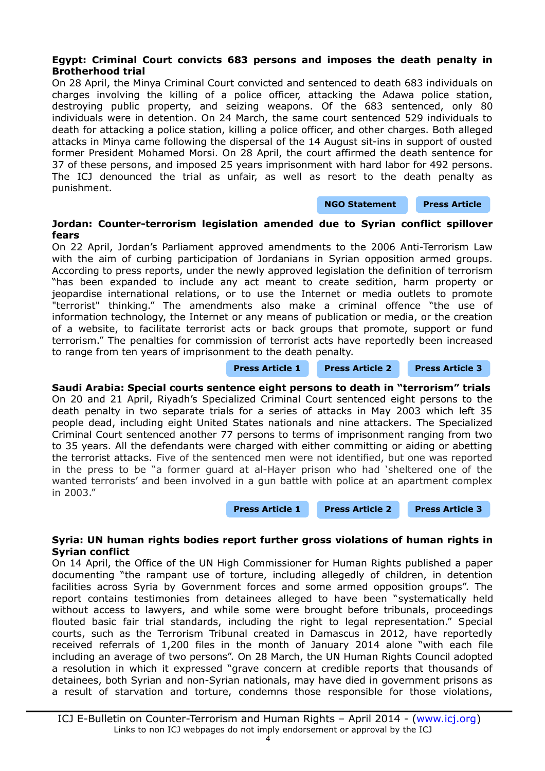**Egypt: Criminal Court convicts 683 persons and imposes the death penalty in Brotherhood trial**

On 28 April, the Minya Criminal Court convicted and sentenced to death 683 individuals on charges involving the killing of a police officer, attacking the Adawa police station, destroying public property, and seizing weapons. Of the 683 sentenced, only 80 individuals were in detention. On 24 March, the same court sentenced 529 individuals to death for attacking a police station, killing a police officer, and other charges. Both alleged attacks in Minya came following the dispersal of the 14 August sit-ins in support of ousted former President Mohamed Morsi. On 28 April, the court affirmed the death sentence for 37 of these persons, and imposed 25 years imprisonment with hard labor for 492 persons. The ICJ denounced the trial as unfair, as well as resort to the death penalty as punishment.

**NGO Statement** **Press Article**

**Jordan: Counter-terrorism legislation amended due to Syrian conflict spillover fears**

On 22 April, Jordan's Parliament approved amendments to the 2006 Anti-Terrorism Law with the aim of curbing participation of Jordanians in Syrian opposition armed groups. According to press reports, under the newly approved legislation the definition of terrorism "has been expanded to include any act meant to create sedition, harm property or jeopardise international relations, or to use the Internet or media outlets to promote "terrorist" thinking." The amendments also make a criminal offence "the use of information technology, the Internet or any means of publication or media, or the creation of a website, to facilitate terrorist acts or back groups that promote, support or fund terrorism." The penalties for commission of terrorist acts have reportedly been increased to range from ten years of imprisonment to the death penalty.

**Press Article 1** **Press Article 2** **Press Article 3**

**Saudi Arabia: Special courts sentence eight persons to death in "terrorism" trials**

On 20 and 21 April, Riyadh's Specialized Criminal Court sentenced eight persons to the death penalty in two separate trials for a series of attacks in May 2003 which left 35 people dead, including eight United States nationals and nine attackers. The Specialized Criminal Court sentenced another 77 persons to terms of imprisonment ranging from two to 35 years. All the defendants were charged with either committing or aiding or abetting the terrorist attacks. Five of the sentenced men were not identified, but one was reported in the press to be "a former guard at al-Hayer prison who had 'sheltered one of the wanted terrorists' and been involved in a gun battle with police at an apartment complex in 2003."

**Press Article 1** **Press Article 2** **Press Article 3**

**Syria: UN human rights bodies report further gross violations of human rights in Syrian conflict**

On 14 April, the Office of the UN High Commissioner for Human Rights published a paper documenting "the rampant use of torture, including allegedly of children, in detention facilities across Syria by Government forces and some armed opposition groups". The report contains testimonies from detainees alleged to have been "systematically held without access to lawyers, and while some were brought before tribunals, proceedings flouted basic fair trial standards, including the right to legal representation." Special courts, such as the Terrorism Tribunal created in Damascus in 2012, have reportedly received referrals of 1,200 files in the month of January 2014 alone "with each file including an average of two persons". On 28 March, the UN Human Rights Council adopted a resolution in which it expressed "grave concern at credible reports that thousands of detainees, both Syrian and non-Syrian nationals, may have died in government prisons as a result of starvation and torture, condemns those responsible for those violations,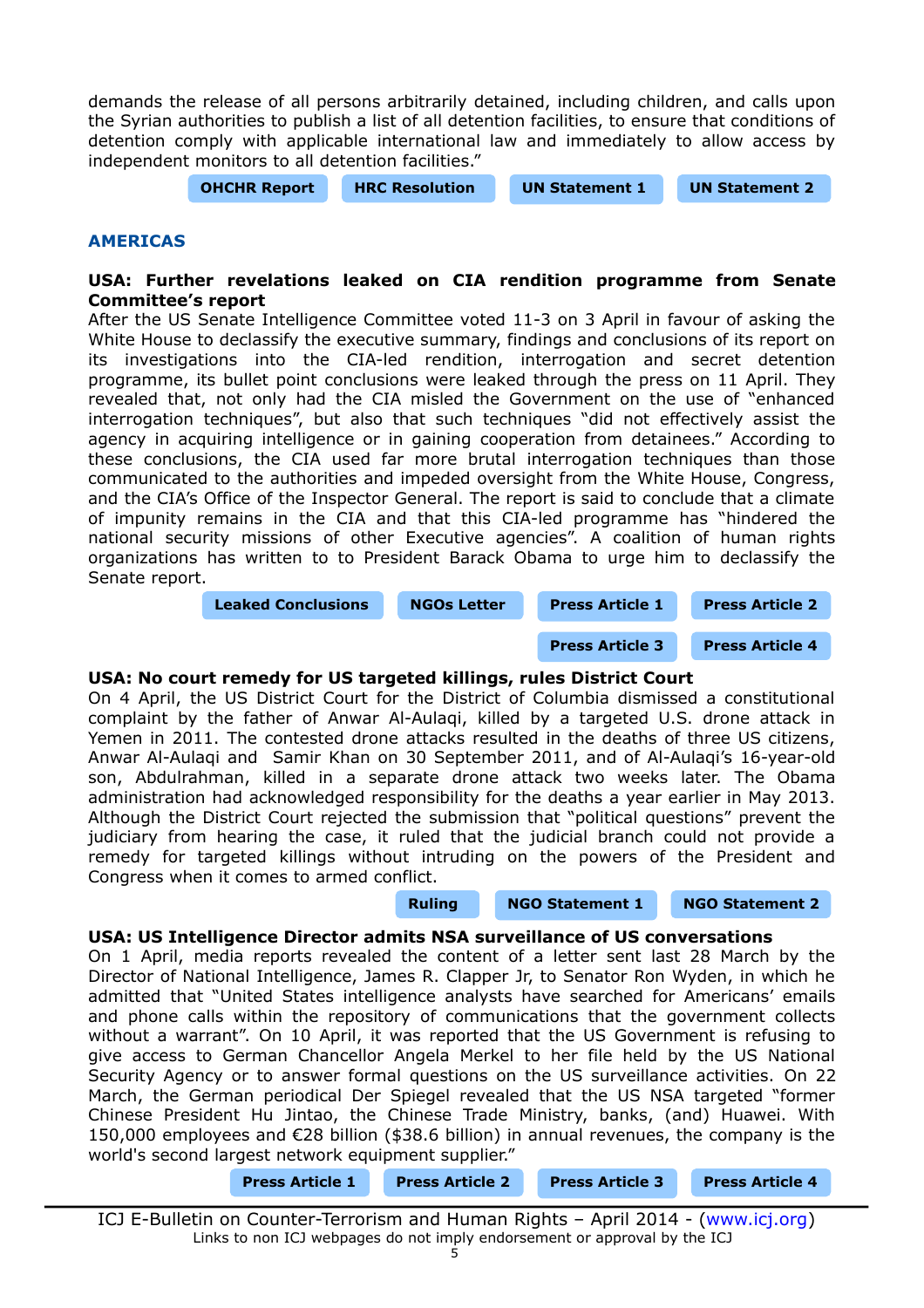demands the release of all persons arbitrarily detained, including children, and calls upon the Syrian authorities to publish a list of all detention facilities, to ensure that conditions of detention comply with applicable international law and immediately to allow access by independent monitors to all detention facilities."

**OHCHR Report** **HRC Resolution** **UN Statement 1** **UN Statement 2**

## AMERICAS

### USA: Further revelations leaked on CIA rendition programme from Senate Committee's report

After the US Senate Intelligence Committee voted 11-3 on 3 April in favour of asking the White House to declassify the executive summary, findings and conclusions of its report on its investigations into the CIA-led rendition, interrogation and secret detention programme, its bullet point conclusions were leaked through the press on 11 April. They revealed that, not only had the CIA misled the Government on the use of "enhanced interrogation techniques", but also that such techniques "did not effectively assist the agency in acquiring intelligence or in gaining cooperation from detainees." According to these conclusions, the CIA used far more brutal interrogation techniques than those communicated to the authorities and impeded oversight from the White House, Congress, and the CIA's Office of the Inspector General. The report is said to conclude that a climate of impunity remains in the CIA and that this CIA-led programme has "hindered the national security missions of other Executive agencies". A coalition of human rights organizations has written to to President Barack Obama to urge him to declassify the Senate report.

**Leaked Conclusions** **NGOs Letter** **Press Article 1** **Press Article 2** **Press Article 3** **Press Article 4**

### USA: No court remedy for US targeted killings, rules District Court

On 4 April, the US District Court for the District of Columbia dismissed a constitutional complaint by the father of Anwar Al-Aulaqi, killed by a targeted U.S. drone attack in Yemen in 2011. The contested drone attacks resulted in the deaths of three US citizens, Anwar Al-Aulaqi and Samir Khan on 30 September 2011, and of Al-Aulaqi's 16-year-old son, Abdulrahman, killed in a separate drone attack two weeks later. The Obama administration had acknowledged responsibility for the deaths a year earlier in May 2013. Although the District Court rejected the submission that "political questions" prevent the judiciary from hearing the case, it ruled that the judicial branch could not provide a remedy for targeted killings without intruding on the powers of the President and Congress when it comes to armed conflict.

**Ruling** **NGO Statement 1** **NGO Statement 2**

### USA: US Intelligence Director admits NSA surveillance of US conversations

On 1 April, media reports revealed the content of a letter sent last 28 March by the Director of National Intelligence, James R. Clapper Jr, to Senator Ron Wyden, in which he admitted that "United States intelligence analysts have searched for Americans' emails and phone calls within the repository of communications that the government collects without a warrant". On 10 April, it was reported that the US Government is refusing to give access to German Chancellor Angela Merkel to her file held by the US National Security Agency or to answer formal questions on the US surveillance activities. On 22 March, the German periodical Der Spiegel revealed that the US NSA targeted "former Chinese President Hu Jintao, the Chinese Trade Ministry, banks, (and) Huawei. With 150,000 employees and €28 billion ($38.6 billion) in annual revenues, the company is the world's second largest network equipment supplier."

**Press Article 1** **Press Article 2** **Press Article 3** **Press Article 4**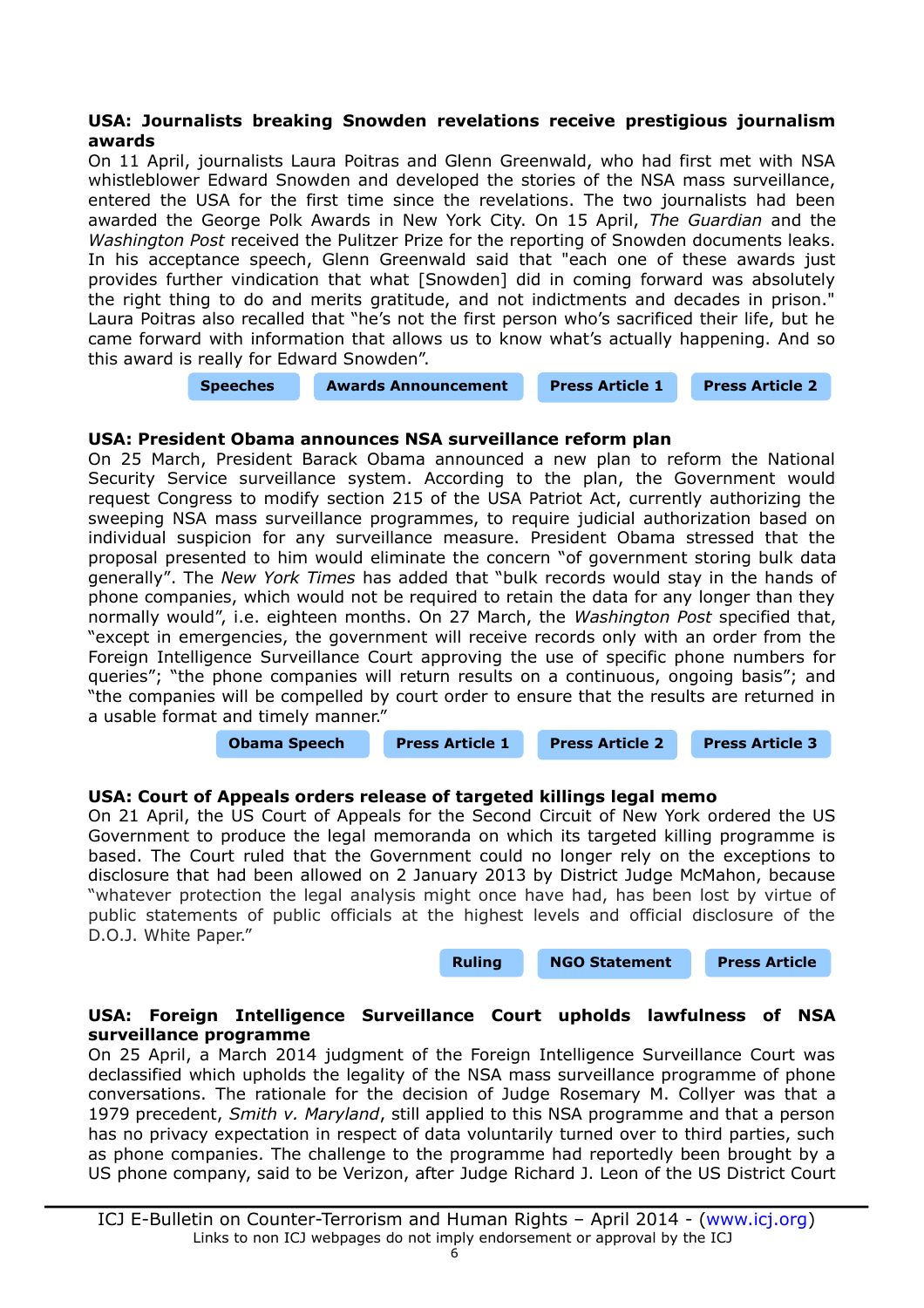### USA: Journalists breaking Snowden revelations receive prestigious journalism awards

On 11 April, journalists Laura Poitras and Glenn Greenwald, who had first met with NSA whistleblower Edward Snowden and developed the stories of the NSA mass surveillance, entered the USA for the first time since the revelations. The two journalists had been awarded the George Polk Awards in New York City. On 15 April, *The Guardian* and the *Washington Post* received the Pulitzer Prize for the reporting of Snowden documents leaks. In his acceptance speech, Glenn Greenwald said that "each one of these awards just provides further vindication that what [Snowden] did in coming forward was absolutely the right thing to do and merits gratitude, and not indictments and decades in prison." Laura Poitras also recalled that "he's not the first person who's sacrificed their life, but he came forward with information that allows us to know what's actually happening. And so this award is really for Edward Snowden".

**Speeches** | **Awards Announcement** | **Press Article 1** | **Press Article 2**

### USA: President Obama announces NSA surveillance reform plan

On 25 March, President Barack Obama announced a new plan to reform the National Security Service surveillance system. According to the plan, the Government would request Congress to modify section 215 of the USA Patriot Act, currently authorizing the sweeping NSA mass surveillance programmes, to require judicial authorization based on individual suspicion for any surveillance measure. President Obama stressed that the proposal presented to him would eliminate the concern "of government storing bulk data generally". The *New York Times* has added that "bulk records would stay in the hands of phone companies, which would not be required to retain the data for any longer than they normally would", i.e. eighteen months. On 27 March, the *Washington Post* specified that, "except in emergencies, the government will receive records only with an order from the Foreign Intelligence Surveillance Court approving the use of specific phone numbers for queries"; "the phone companies will return results on a continuous, ongoing basis"; and "the companies will be compelled by court order to ensure that the results are returned in a usable format and timely manner."

**Obama Speech** | **Press Article 1** | **Press Article 2** | **Press Article 3**

### USA: Court of Appeals orders release of targeted killings legal memo

On 21 April, the US Court of Appeals for the Second Circuit of New York ordered the US Government to produce the legal memoranda on which its targeted killing programme is based. The Court ruled that the Government could no longer rely on the exceptions to disclosure that had been allowed on 2 January 2013 by District Judge McMahon, because "whatever protection the legal analysis might once have had, has been lost by virtue of public statements of public officials at the highest levels and official disclosure of the D.O.J. White Paper."

**Ruling** | **NGO Statement** | **Press Article**

### USA: Foreign Intelligence Surveillance Court upholds lawfulness of NSA surveillance programme

On 25 April, a March 2014 judgment of the Foreign Intelligence Surveillance Court was declassified which upholds the legality of the NSA mass surveillance programme of phone conversations. The rationale for the decision of Judge Rosemary M. Collyer was that a 1979 precedent, *Smith v. Maryland*, still applied to this NSA programme and that a person has no privacy expectation in respect of data voluntarily turned over to third parties, such as phone companies. The challenge to the programme had reportedly been brought by a US phone company, said to be Verizon, after Judge Richard J. Leon of the US District Court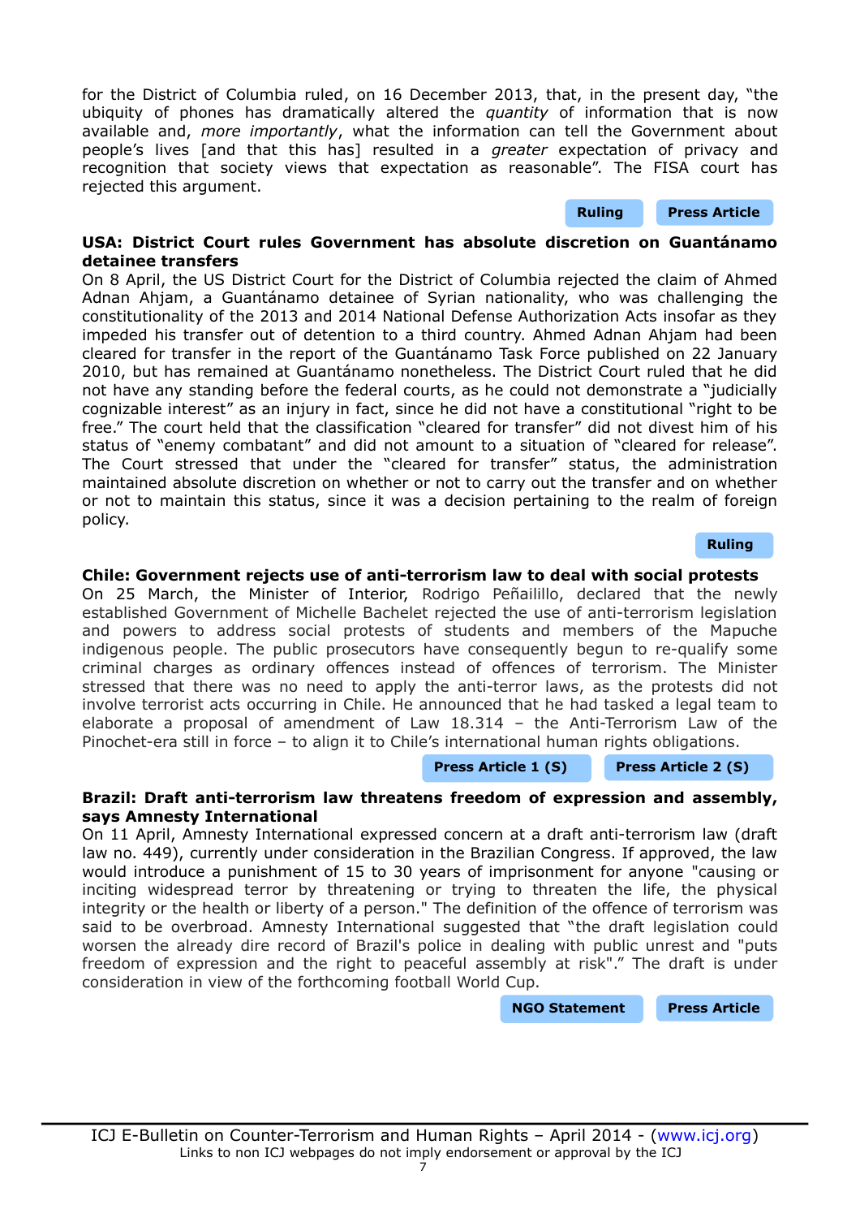for the District of Columbia ruled, on 16 December 2013, that, in the present day, "the ubiquity of phones has dramatically altered the *quantity* of information that is now available and, *more importantly*, what the information can tell the Government about people's lives [and that this has] resulted in a *greater* expectation of privacy and recognition that society views that expectation as reasonable". The FISA court has rejected this argument.

**Ruling** **Press Article**

**USA: District Court rules Government has absolute discretion on Guantánamo detainee transfers**

On 8 April, the US District Court for the District of Columbia rejected the claim of Ahmed Adnan Ahjam, a Guantánamo detainee of Syrian nationality, who was challenging the constitutionality of the 2013 and 2014 National Defense Authorization Acts insofar as they impeded his transfer out of detention to a third country. Ahmed Adnan Ahjam had been cleared for transfer in the report of the Guantánamo Task Force published on 22 January 2010, but has remained at Guantánamo nonetheless. The District Court ruled that he did not have any standing before the federal courts, as he could not demonstrate a "judicially cognizable interest" as an injury in fact, since he did not have a constitutional "right to be free." The court held that the classification "cleared for transfer" did not divest him of his status of "enemy combatant" and did not amount to a situation of "cleared for release". The Court stressed that under the "cleared for transfer" status, the administration maintained absolute discretion on whether or not to carry out the transfer and on whether or not to maintain this status, since it was a decision pertaining to the realm of foreign policy.

**Ruling**

**Chile: Government rejects use of anti-terrorism law to deal with social protests**

On 25 March, the Minister of Interior, Rodrigo Peñailillo, declared that the newly established Government of Michelle Bachelet rejected the use of anti-terrorism legislation and powers to address social protests of students and members of the Mapuche indigenous people. The public prosecutors have consequently begun to re-qualify some criminal charges as ordinary offences instead of offences of terrorism. The Minister stressed that there was no need to apply the anti-terror laws, as the protests did not involve terrorist acts occurring in Chile. He announced that he had tasked a legal team to elaborate a proposal of amendment of Law 18.314 – the Anti-Terrorism Law of the Pinochet-era still in force – to align it to Chile's international human rights obligations.

**Press Article 1 (S)** **Press Article 2 (S)**

**Brazil: Draft anti-terrorism law threatens freedom of expression and assembly, says Amnesty International**

On 11 April, Amnesty International expressed concern at a draft anti-terrorism law (draft law no. 449), currently under consideration in the Brazilian Congress. If approved, the law would introduce a punishment of 15 to 30 years of imprisonment for anyone "causing or inciting widespread terror by threatening or trying to threaten the life, the physical integrity or the health or liberty of a person." The definition of the offence of terrorism was said to be overbroad. Amnesty International suggested that "the draft legislation could worsen the already dire record of Brazil's police in dealing with public unrest and "puts freedom of expression and the right to peaceful assembly at risk"." The draft is under consideration in view of the forthcoming football World Cup.

**NGO Statement** **Press Article**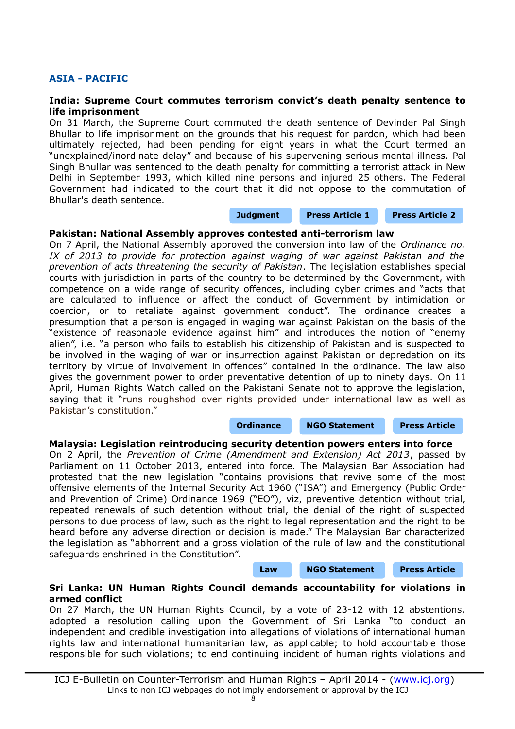## ASIA - PACIFIC

**India: Supreme Court commutes terrorism convict's death penalty sentence to life imprisonment**

On 31 March, the Supreme Court commuted the death sentence of Devinder Pal Singh Bhullar to life imprisonment on the grounds that his request for pardon, which had been ultimately rejected, had been pending for eight years in what the Court termed an "unexplained/inordinate delay" and because of his supervening serious mental illness. Pal Singh Bhullar was sentenced to the death penalty for committing a terrorist attack in New Delhi in September 1993, which killed nine persons and injured 25 others. The Federal Government had indicated to the court that it did not oppose to the commutation of Bhullar's death sentence.

**Judgment** **Press Article 1** **Press Article 2**

**Pakistan: National Assembly approves contested anti-terrorism law**

On 7 April, the National Assembly approved the conversion into law of the *Ordinance no. IX of 2013 to provide for protection against waging of war against Pakistan and the prevention of acts threatening the security of Pakistan*. The legislation establishes special courts with jurisdiction in parts of the country to be determined by the Government, with competence on a wide range of security offences, including cyber crimes and "acts that are calculated to influence or affect the conduct of Government by intimidation or coercion, or to retaliate against government conduct". The ordinance creates a presumption that a person is engaged in waging war against Pakistan on the basis of the "existence of reasonable evidence against him" and introduces the notion of "enemy alien", i.e. "a person who fails to establish his citizenship of Pakistan and is suspected to be involved in the waging of war or insurrection against Pakistan or depredation on its territory by virtue of involvement in offences" contained in the ordinance. The law also gives the government power to order preventative detention of up to ninety days. On 11 April, Human Rights Watch called on the Pakistani Senate not to approve the legislation, saying that it "runs roughshod over rights provided under international law as well as Pakistan's constitution."

**Ordinance** **NGO Statement** **Press Article**

**Malaysia: Legislation reintroducing security detention powers enters into force**

On 2 April, the *Prevention of Crime (Amendment and Extension) Act 2013*, passed by Parliament on 11 October 2013, entered into force. The Malaysian Bar Association had protested that the new legislation "contains provisions that revive some of the most offensive elements of the Internal Security Act 1960 ("ISA") and Emergency (Public Order and Prevention of Crime) Ordinance 1969 ("EO"), viz, preventive detention without trial, repeated renewals of such detention without trial, the denial of the right of suspected persons to due process of law, such as the right to legal representation and the right to be heard before any adverse direction or decision is made." The Malaysian Bar characterized the legislation as "abhorrent and a gross violation of the rule of law and the constitutional safeguards enshrined in the Constitution".

**Law** **NGO Statement** **Press Article**

**Sri Lanka: UN Human Rights Council demands accountability for violations in armed conflict**

On 27 March, the UN Human Rights Council, by a vote of 23-12 with 12 abstentions, adopted a resolution calling upon the Government of Sri Lanka "to conduct an independent and credible investigation into allegations of violations of international human rights law and international humanitarian law, as applicable; to hold accountable those responsible for such violations; to end continuing incident of human rights violations and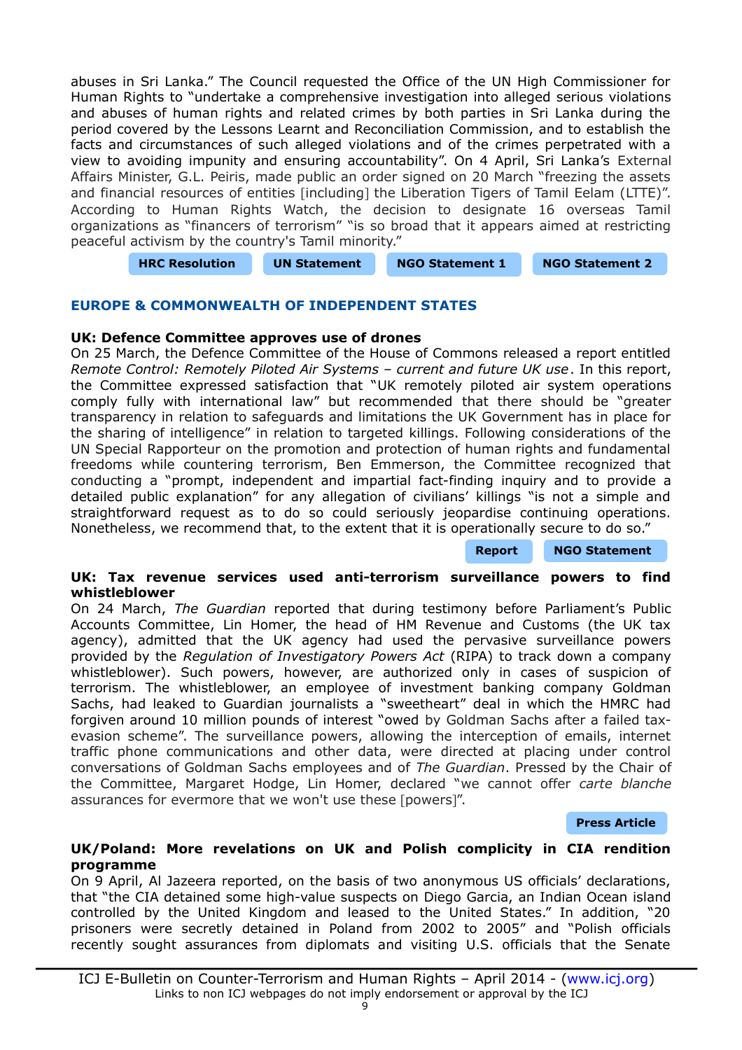abuses in Sri Lanka." The Council requested the Office of the UN High Commissioner for Human Rights to "undertake a comprehensive investigation into alleged serious violations and abuses of human rights and related crimes by both parties in Sri Lanka during the period covered by the Lessons Learnt and Reconciliation Commission, and to establish the facts and circumstances of such alleged violations and of the crimes perpetrated with a view to avoiding impunity and ensuring accountability". On 4 April, Sri Lanka's External Affairs Minister, G.L. Peiris, made public an order signed on 20 March "freezing the assets and financial resources of entities [including] the Liberation Tigers of Tamil Eelam (LTTE)". According to Human Rights Watch, the decision to designate 16 overseas Tamil organizations as "financers of terrorism" "is so broad that it appears aimed at restricting peaceful activism by the country's Tamil minority."

**HRC Resolution** **UN Statement** **NGO Statement 1** **NGO Statement 2**

## EUROPE & COMMONWEALTH OF INDEPENDENT STATES

### UK: Defence Committee approves use of drones

On 25 March, the Defence Committee of the House of Commons released a report entitled *Remote Control: Remotely Piloted Air Systems – current and future UK use*. In this report, the Committee expressed satisfaction that "UK remotely piloted air system operations comply fully with international law" but recommended that there should be "greater transparency in relation to safeguards and limitations the UK Government has in place for the sharing of intelligence" in relation to targeted killings. Following considerations of the UN Special Rapporteur on the promotion and protection of human rights and fundamental freedoms while countering terrorism, Ben Emmerson, the Committee recognized that conducting a "prompt, independent and impartial fact-finding inquiry and to provide a detailed public explanation" for any allegation of civilians' killings "is not a simple and straightforward request as to do so could seriously jeopardise continuing operations. Nonetheless, we recommend that, to the extent that it is operationally secure to do so."

**Report** **NGO Statement**

### UK: Tax revenue services used anti-terrorism surveillance powers to find whistleblower

On 24 March, *The Guardian* reported that during testimony before Parliament's Public Accounts Committee, Lin Homer, the head of HM Revenue and Customs (the UK tax agency), admitted that the UK agency had used the pervasive surveillance powers provided by the *Regulation of Investigatory Powers Act* (RIPA) to track down a company whistleblower). Such powers, however, are authorized only in cases of suspicion of terrorism. The whistleblower, an employee of investment banking company Goldman Sachs, had leaked to Guardian journalists a "sweetheart" deal in which the HMRC had forgiven around 10 million pounds of interest "owed by Goldman Sachs after a failed tax-evasion scheme". The surveillance powers, allowing the interception of emails, internet traffic phone communications and other data, were directed at placing under control conversations of Goldman Sachs employees and of *The Guardian*. Pressed by the Chair of the Committee, Margaret Hodge, Lin Homer, declared "we cannot offer *carte blanche* assurances for evermore that we won't use these [powers]".

**Press Article**

### UK/Poland: More revelations on UK and Polish complicity in CIA rendition programme

On 9 April, Al Jazeera reported, on the basis of two anonymous US officials' declarations, that "the CIA detained some high-value suspects on Diego Garcia, an Indian Ocean island controlled by the United Kingdom and leased to the United States." In addition, "20 prisoners were secretly detained in Poland from 2002 to 2005" and "Polish officials recently sought assurances from diplomats and visiting U.S. officials that the Senate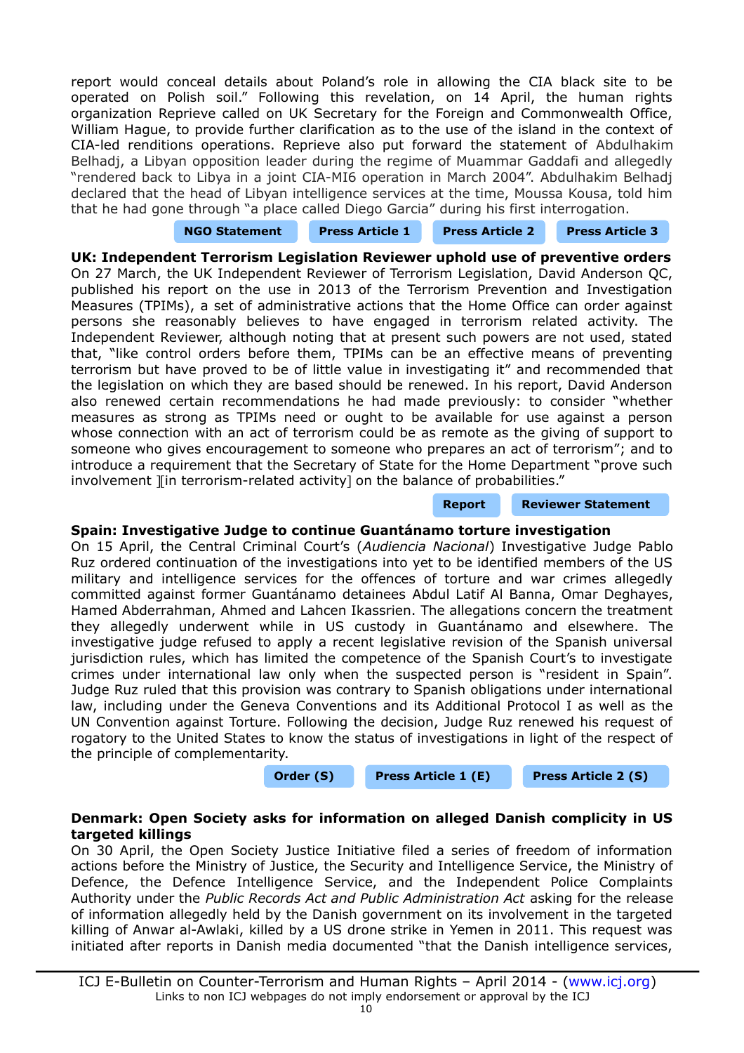report would conceal details about Poland's role in allowing the CIA black site to be operated on Polish soil." Following this revelation, on 14 April, the human rights organization Reprieve called on UK Secretary for the Foreign and Commonwealth Office, William Hague, to provide further clarification as to the use of the island in the context of CIA-led renditions operations. Reprieve also put forward the statement of Abdulhakim Belhadj, a Libyan opposition leader during the regime of Muammar Gaddafi and allegedly "rendered back to Libya in a joint CIA-MI6 operation in March 2004". Abdulhakim Belhadj declared that the head of Libyan intelligence services at the time, Moussa Kousa, told him that he had gone through "a place called Diego Garcia" during his first interrogation.

**NGO Statement** **Press Article 1** **Press Article 2** **Press Article 3**

**UK: Independent Terrorism Legislation Reviewer uphold use of preventive orders**

On 27 March, the UK Independent Reviewer of Terrorism Legislation, David Anderson QC, published his report on the use in 2013 of the Terrorism Prevention and Investigation Measures (TPIMs), a set of administrative actions that the Home Office can order against persons she reasonably believes to have engaged in terrorism related activity. The Independent Reviewer, although noting that at present such powers are not used, stated that, "like control orders before them, TPIMs can be an effective means of preventing terrorism but have proved to be of little value in investigating it" and recommended that the legislation on which they are based should be renewed. In his report, David Anderson also renewed certain recommendations he had made previously: to consider "whether measures as strong as TPIMs need or ought to be available for use against a person whose connection with an act of terrorism could be as remote as the giving of support to someone who gives encouragement to someone who prepares an act of terrorism"; and to introduce a requirement that the Secretary of State for the Home Department "prove such involvement ][in terrorism-related activity] on the balance of probabilities."

**Report** **Reviewer Statement**

**Spain: Investigative Judge to continue Guantánamo torture investigation**

On 15 April, the Central Criminal Court's (*Audiencia Nacional*) Investigative Judge Pablo Ruz ordered continuation of the investigations into yet to be identified members of the US military and intelligence services for the offences of torture and war crimes allegedly committed against former Guantánamo detainees Abdul Latif Al Banna, Omar Deghayes, Hamed Abderrahman, Ahmed and Lahcen Ikassrien. The allegations concern the treatment they allegedly underwent while in US custody in Guantánamo and elsewhere. The investigative judge refused to apply a recent legislative revision of the Spanish universal jurisdiction rules, which has limited the competence of the Spanish Court's to investigate crimes under international law only when the suspected person is "resident in Spain". Judge Ruz ruled that this provision was contrary to Spanish obligations under international law, including under the Geneva Conventions and its Additional Protocol I as well as the UN Convention against Torture. Following the decision, Judge Ruz renewed his request of rogatory to the United States to know the status of investigations in light of the respect of the principle of complementarity.

**Order (S)** **Press Article 1 (E)** **Press Article 2 (S)**

**Denmark: Open Society asks for information on alleged Danish complicity in US targeted killings**

On 30 April, the Open Society Justice Initiative filed a series of freedom of information actions before the Ministry of Justice, the Security and Intelligence Service, the Ministry of Defence, the Defence Intelligence Service, and the Independent Police Complaints Authority under the *Public Records Act and Public Administration Act* asking for the release of information allegedly held by the Danish government on its involvement in the targeted killing of Anwar al-Awlaki, killed by a US drone strike in Yemen in 2011. This request was initiated after reports in Danish media documented "that the Danish intelligence services,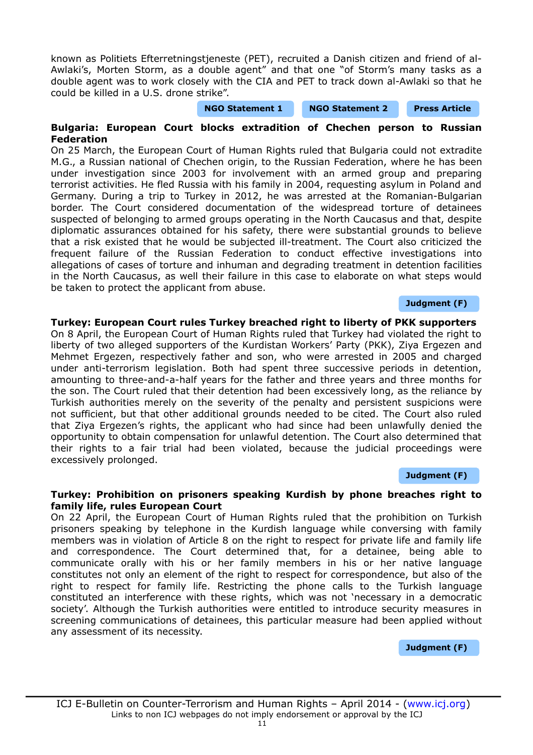known as Politiets Efterretningstjeneste (PET), recruited a Danish citizen and friend of al-Awlaki's, Morten Storm, as a double agent" and that one "of Storm's many tasks as a double agent was to work closely with the CIA and PET to track down al-Awlaki so that he could be killed in a U.S. drone strike".

**NGO Statement 1** **NGO Statement 2** **Press Article**

**Bulgaria: European Court blocks extradition of Chechen person to Russian Federation**

On 25 March, the European Court of Human Rights ruled that Bulgaria could not extradite M.G., a Russian national of Chechen origin, to the Russian Federation, where he has been under investigation since 2003 for involvement with an armed group and preparing terrorist activities. He fled Russia with his family in 2004, requesting asylum in Poland and Germany. During a trip to Turkey in 2012, he was arrested at the Romanian-Bulgarian border. The Court considered documentation of the widespread torture of detainees suspected of belonging to armed groups operating in the North Caucasus and that, despite diplomatic assurances obtained for his safety, there were substantial grounds to believe that a risk existed that he would be subjected ill-treatment. The Court also criticized the frequent failure of the Russian Federation to conduct effective investigations into allegations of cases of torture and inhuman and degrading treatment in detention facilities in the North Caucasus, as well their failure in this case to elaborate on what steps would be taken to protect the applicant from abuse.

**Judgment (F)**

**Turkey: European Court rules Turkey breached right to liberty of PKK supporters**

On 8 April, the European Court of Human Rights ruled that Turkey had violated the right to liberty of two alleged supporters of the Kurdistan Workers' Party (PKK), Ziya Ergezen and Mehmet Ergezen, respectively father and son, who were arrested in 2005 and charged under anti-terrorism legislation. Both had spent three successive periods in detention, amounting to three-and-a-half years for the father and three years and three months for the son. The Court ruled that their detention had been excessively long, as the reliance by Turkish authorities merely on the severity of the penalty and persistent suspicions were not sufficient, but that other additional grounds needed to be cited. The Court also ruled that Ziya Ergezen's rights, the applicant who had since had been unlawfully denied the opportunity to obtain compensation for unlawful detention. The Court also determined that their rights to a fair trial had been violated, because the judicial proceedings were excessively prolonged.

**Judgment (F)**

**Turkey: Prohibition on prisoners speaking Kurdish by phone breaches right to family life, rules European Court**

On 22 April, the European Court of Human Rights ruled that the prohibition on Turkish prisoners speaking by telephone in the Kurdish language while conversing with family members was in violation of Article 8 on the right to respect for private life and family life and correspondence. The Court determined that, for a detainee, being able to communicate orally with his or her family members in his or her native language constitutes not only an element of the right to respect for correspondence, but also of the right to respect for family life. Restricting the phone calls to the Turkish language constituted an interference with these rights, which was not 'necessary in a democratic society'. Although the Turkish authorities were entitled to introduce security measures in screening communications of detainees, this particular measure had been applied without any assessment of its necessity.

**Judgment (F)**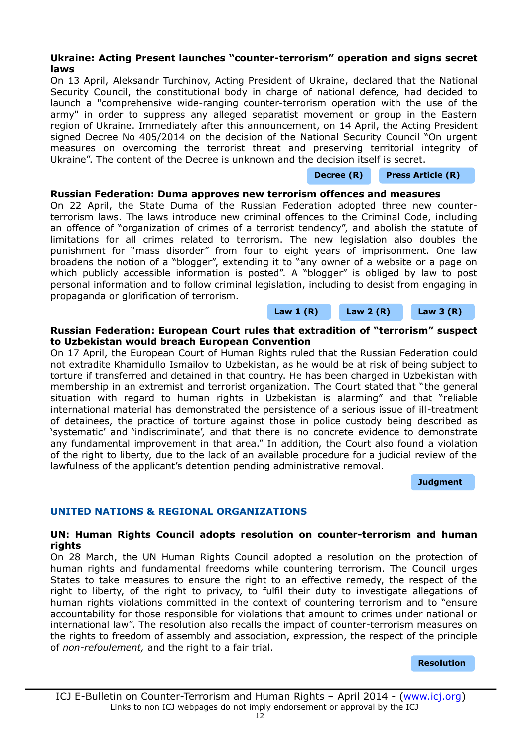### Ukraine: Acting Present launches "counter-terrorism" operation and signs secret laws

On 13 April, Aleksandr Turchinov, Acting President of Ukraine, declared that the National Security Council, the constitutional body in charge of national defence, had decided to launch a "comprehensive wide-ranging counter-terrorism operation with the use of the army" in order to suppress any alleged separatist movement or group in the Eastern region of Ukraine. Immediately after this announcement, on 14 April, the Acting President signed Decree No 405/2014 on the decision of the National Security Council "On urgent measures on overcoming the terrorist threat and preserving territorial integrity of Ukraine". The content of the Decree is unknown and the decision itself is secret.

**Decree (R)** **Press Article (R)**

### Russian Federation: Duma approves new terrorism offences and measures

On 22 April, the State Duma of the Russian Federation adopted three new counter-terrorism laws. The laws introduce new criminal offences to the Criminal Code, including an offence of "organization of crimes of a terrorist tendency", and abolish the statute of limitations for all crimes related to terrorism. The new legislation also doubles the punishment for "mass disorder" from four to eight years of imprisonment. One law broadens the notion of a "blogger", extending it to "any owner of a website or a page on which publicly accessible information is posted". A "blogger" is obliged by law to post personal information and to follow criminal legislation, including to desist from engaging in propaganda or glorification of terrorism.

**Law 1 (R)** **Law 2 (R)** **Law 3 (R)**

### Russian Federation: European Court rules that extradition of "terrorism" suspect to Uzbekistan would breach European Convention

On 17 April, the European Court of Human Rights ruled that the Russian Federation could not extradite Khamidullo Ismailov to Uzbekistan, as he would be at risk of being subject to torture if transferred and detained in that country. He has been charged in Uzbekistan with membership in an extremist and terrorist organization. The Court stated that "the general situation with regard to human rights in Uzbekistan is alarming" and that "reliable international material has demonstrated the persistence of a serious issue of ill-treatment of detainees, the practice of torture against those in police custody being described as 'systematic' and 'indiscriminate', and that there is no concrete evidence to demonstrate any fundamental improvement in that area." In addition, the Court also found a violation of the right to liberty, due to the lack of an available procedure for a judicial review of the lawfulness of the applicant's detention pending administrative removal.

**Judgment**

## UNITED NATIONS & REGIONAL ORGANIZATIONS

### UN: Human Rights Council adopts resolution on counter-terrorism and human rights

On 28 March, the UN Human Rights Council adopted a resolution on the protection of human rights and fundamental freedoms while countering terrorism. The Council urges States to take measures to ensure the right to an effective remedy, the respect of the right to liberty, of the right to privacy, to fulfil their duty to investigate allegations of human rights violations committed in the context of countering terrorism and to "ensure accountability for those responsible for violations that amount to crimes under national or international law". The resolution also recalls the impact of counter-terrorism measures on the rights to freedom of assembly and association, expression, the respect of the principle of *non-refoulement,* and the right to a fair trial.

**Resolution**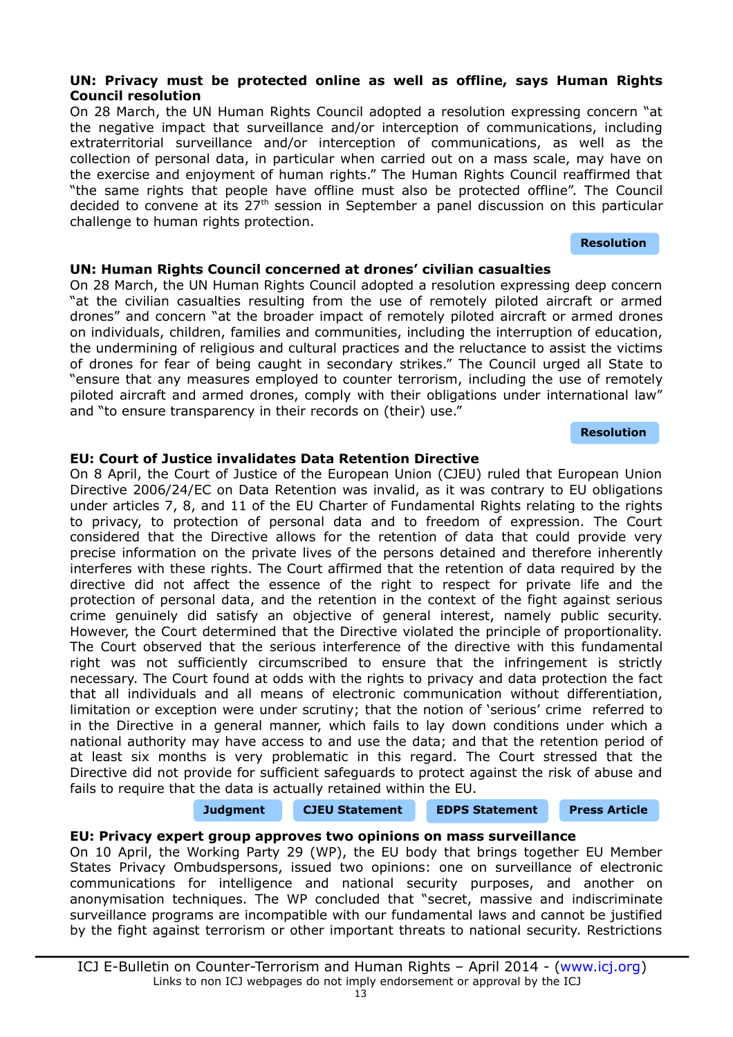**UN: Privacy must be protected online as well as offline, says Human Rights Council resolution**

On 28 March, the UN Human Rights Council adopted a resolution expressing concern "at the negative impact that surveillance and/or interception of communications, including extraterritorial surveillance and/or interception of communications, as well as the collection of personal data, in particular when carried out on a mass scale, may have on the exercise and enjoyment of human rights." The Human Rights Council reaffirmed that "the same rights that people have offline must also be protected offline". The Council decided to convene at its 27th session in September a panel discussion on this particular challenge to human rights protection.

Resolution

**UN: Human Rights Council concerned at drones' civilian casualties**

On 28 March, the UN Human Rights Council adopted a resolution expressing deep concern "at the civilian casualties resulting from the use of remotely piloted aircraft or armed drones" and concern "at the broader impact of remotely piloted aircraft or armed drones on individuals, children, families and communities, including the interruption of education, the undermining of religious and cultural practices and the reluctance to assist the victims of drones for fear of being caught in secondary strikes." The Council urged all State to "ensure that any measures employed to counter terrorism, including the use of remotely piloted aircraft and armed drones, comply with their obligations under international law" and "to ensure transparency in their records on (their) use."

Resolution

**EU: Court of Justice invalidates Data Retention Directive**

On 8 April, the Court of Justice of the European Union (CJEU) ruled that European Union Directive 2006/24/EC on Data Retention was invalid, as it was contrary to EU obligations under articles 7, 8, and 11 of the EU Charter of Fundamental Rights relating to the rights to privacy, to protection of personal data and to freedom of expression. The Court considered that the Directive allows for the retention of data that could provide very precise information on the private lives of the persons detained and therefore inherently interferes with these rights. The Court affirmed that the retention of data required by the directive did not affect the essence of the right to respect for private life and the protection of personal data, and the retention in the context of the fight against serious crime genuinely did satisfy an objective of general interest, namely public security. However, the Court determined that the Directive violated the principle of proportionality. The Court observed that the serious interference of the directive with this fundamental right was not sufficiently circumscribed to ensure that the infringement is strictly necessary. The Court found at odds with the rights to privacy and data protection the fact that all individuals and all means of electronic communication without differentiation, limitation or exception were under scrutiny; that the notion of 'serious' crime referred to in the Directive in a general manner, which fails to lay down conditions under which a national authority may have access to and use the data; and that the retention period of at least six months is very problematic in this regard. The Court stressed that the Directive did not provide for sufficient safeguards to protect against the risk of abuse and fails to require that the data is actually retained within the EU.

Judgment | CJEU Statement | EDPS Statement | Press Article

**EU: Privacy expert group approves two opinions on mass surveillance**

On 10 April, the Working Party 29 (WP), the EU body that brings together EU Member States Privacy Ombudspersons, issued two opinions: one on surveillance of electronic communications for intelligence and national security purposes, and another on anonymisation techniques. The WP concluded that "secret, massive and indiscriminate surveillance programs are incompatible with our fundamental laws and cannot be justified by the fight against terrorism or other important threats to national security. Restrictions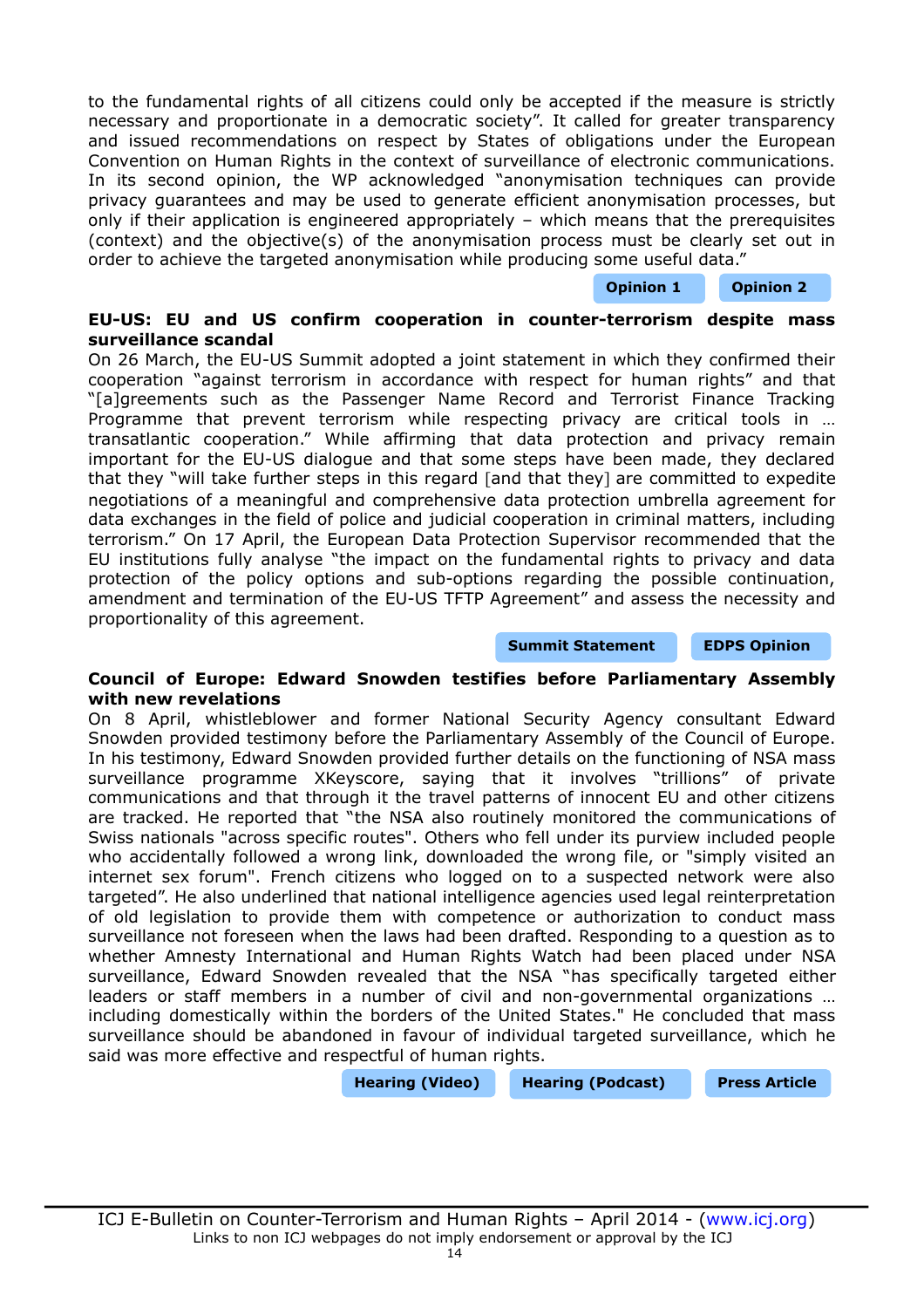to the fundamental rights of all citizens could only be accepted if the measure is strictly necessary and proportionate in a democratic society". It called for greater transparency and issued recommendations on respect by States of obligations under the European Convention on Human Rights in the context of surveillance of electronic communications. In its second opinion, the WP acknowledged "anonymisation techniques can provide privacy guarantees and may be used to generate efficient anonymisation processes, but only if their application is engineered appropriately – which means that the prerequisites (context) and the objective(s) of the anonymisation process must be clearly set out in order to achieve the targeted anonymisation while producing some useful data."

**Opinion 1** **Opinion 2**

**EU-US: EU and US confirm cooperation in counter-terrorism despite mass surveillance scandal**

On 26 March, the EU-US Summit adopted a joint statement in which they confirmed their cooperation "against terrorism in accordance with respect for human rights" and that "[a]greements such as the Passenger Name Record and Terrorist Finance Tracking Programme that prevent terrorism while respecting privacy are critical tools in … transatlantic cooperation." While affirming that data protection and privacy remain important for the EU-US dialogue and that some steps have been made, they declared that they "will take further steps in this regard [and that they] are committed to expedite negotiations of a meaningful and comprehensive data protection umbrella agreement for data exchanges in the field of police and judicial cooperation in criminal matters, including terrorism." On 17 April, the European Data Protection Supervisor recommended that the EU institutions fully analyse "the impact on the fundamental rights to privacy and data protection of the policy options and sub-options regarding the possible continuation, amendment and termination of the EU-US TFTP Agreement" and assess the necessity and proportionality of this agreement.

**Summit Statement** **EDPS Opinion**

**Council of Europe: Edward Snowden testifies before Parliamentary Assembly with new revelations**

On 8 April, whistleblower and former National Security Agency consultant Edward Snowden provided testimony before the Parliamentary Assembly of the Council of Europe. In his testimony, Edward Snowden provided further details on the functioning of NSA mass surveillance programme XKeyscore, saying that it involves "trillions" of private communications and that through it the travel patterns of innocent EU and other citizens are tracked. He reported that "the NSA also routinely monitored the communications of Swiss nationals "across specific routes". Others who fell under its purview included people who accidentally followed a wrong link, downloaded the wrong file, or "simply visited an internet sex forum". French citizens who logged on to a suspected network were also targeted". He also underlined that national intelligence agencies used legal reinterpretation of old legislation to provide them with competence or authorization to conduct mass surveillance not foreseen when the laws had been drafted. Responding to a question as to whether Amnesty International and Human Rights Watch had been placed under NSA surveillance, Edward Snowden revealed that the NSA "has specifically targeted either leaders or staff members in a number of civil and non-governmental organizations … including domestically within the borders of the United States." He concluded that mass surveillance should be abandoned in favour of individual targeted surveillance, which he said was more effective and respectful of human rights.

**Hearing (Video)** **Hearing (Podcast)** **Press Article**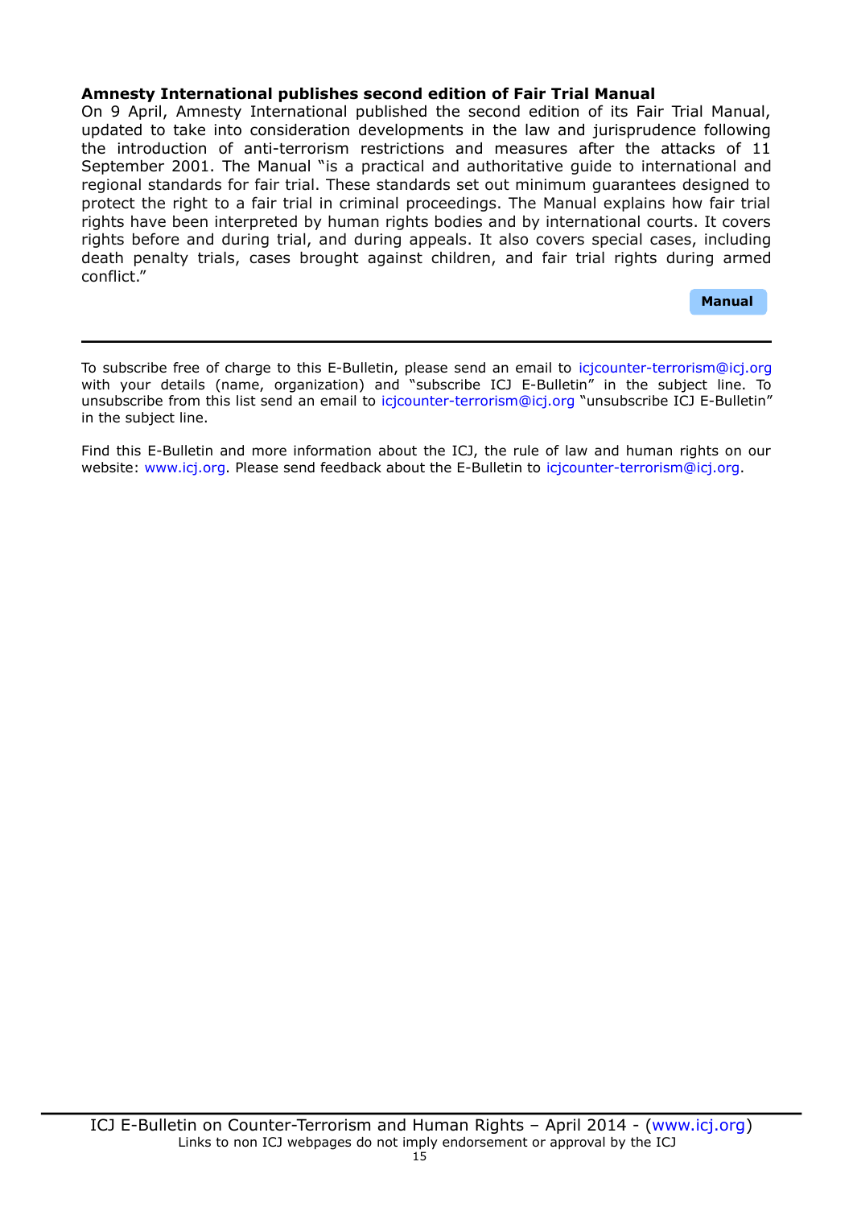**Amnesty International publishes second edition of Fair Trial Manual**

On 9 April, Amnesty International published the second edition of its Fair Trial Manual, updated to take into consideration developments in the law and jurisprudence following the introduction of anti-terrorism restrictions and measures after the attacks of 11 September 2001. The Manual "is a practical and authoritative guide to international and regional standards for fair trial. These standards set out minimum guarantees designed to protect the right to a fair trial in criminal proceedings. The Manual explains how fair trial rights have been interpreted by human rights bodies and by international courts. It covers rights before and during trial, and during appeals. It also covers special cases, including death penalty trials, cases brought against children, and fair trial rights during armed conflict."

**Manual**

---

To subscribe free of charge to this E-Bulletin, please send an email to icjcounter-terrorism@icj.org with your details (name, organization) and "subscribe ICJ E-Bulletin" in the subject line. To unsubscribe from this list send an email to icjcounter-terrorism@icj.org "unsubscribe ICJ E-Bulletin" in the subject line.

Find this E-Bulletin and more information about the ICJ, the rule of law and human rights on our website: www.icj.org. Please send feedback about the E-Bulletin to icjcounter-terrorism@icj.org.